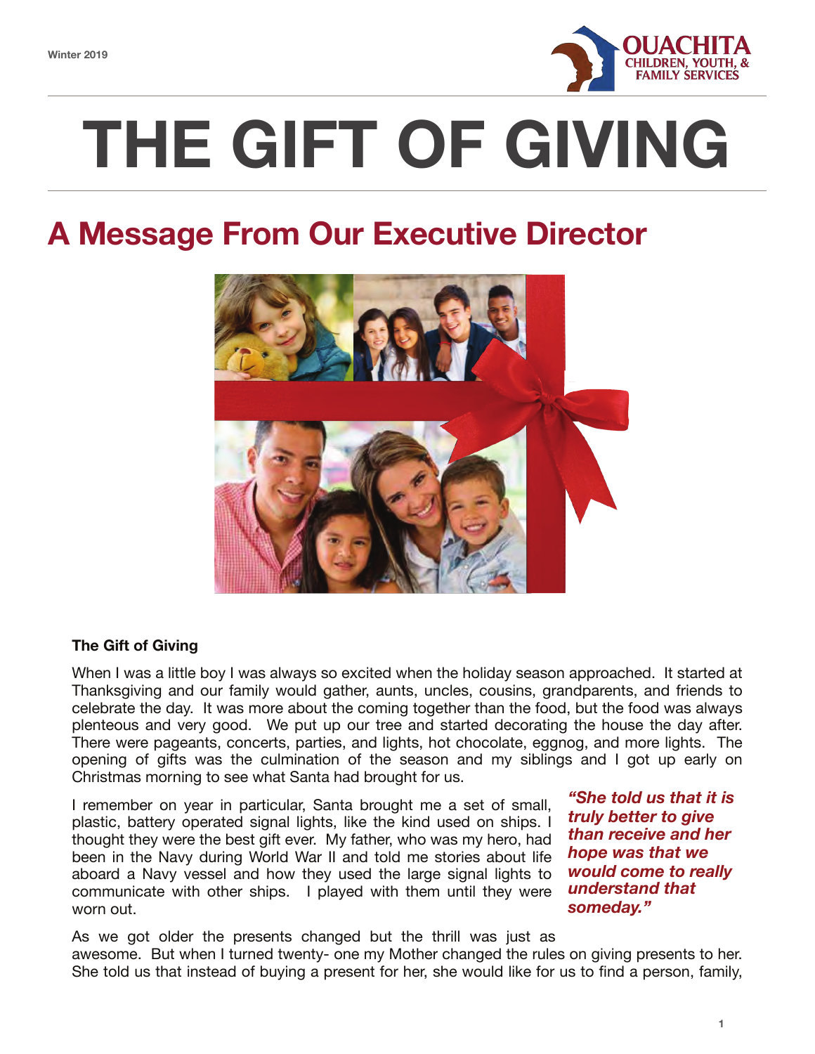# THE GIFT OF GIVING

## A Message From Our Executive Director

### The Gift of Giving

When I was a little boy I was always so excited when the holiday season approached. It started at Thanksgiving and our family would gather, aunts, uncles, cousins, grandparents, and friends to celebrate the day. It was more about the coming together than the food, but the food was always plenteous and very good. We put up our tree and started decorating the house the day after. There were pageants, concerts, parties, and lights, hot chocolate, eggnog, and more lights. The opening of gifts was the culmination of the season and my siblings and I got up early on Christmas morning to see what Santa had brought for us.

I remember on year in particular, Santa brought me a set of small, plastic, battery operated signal lights, like the kind used on ships. I thought they were the best gift ever. My father, who was my hero, had been in the Navy during World War II and told me stories about life aboard a Navy vessel and how they used the large signal lights to communicate with other ships. I played with them until they were worn out.

> ***"She told us that it is truly better to give than receive and her hope was that we would come to really understand that someday."***

As we got older the presents changed but the thrill was just as awesome. But when I turned twenty- one my Mother changed the rules on giving presents to her. She told us that instead of buying a present for her, she would like for us to find a person, family,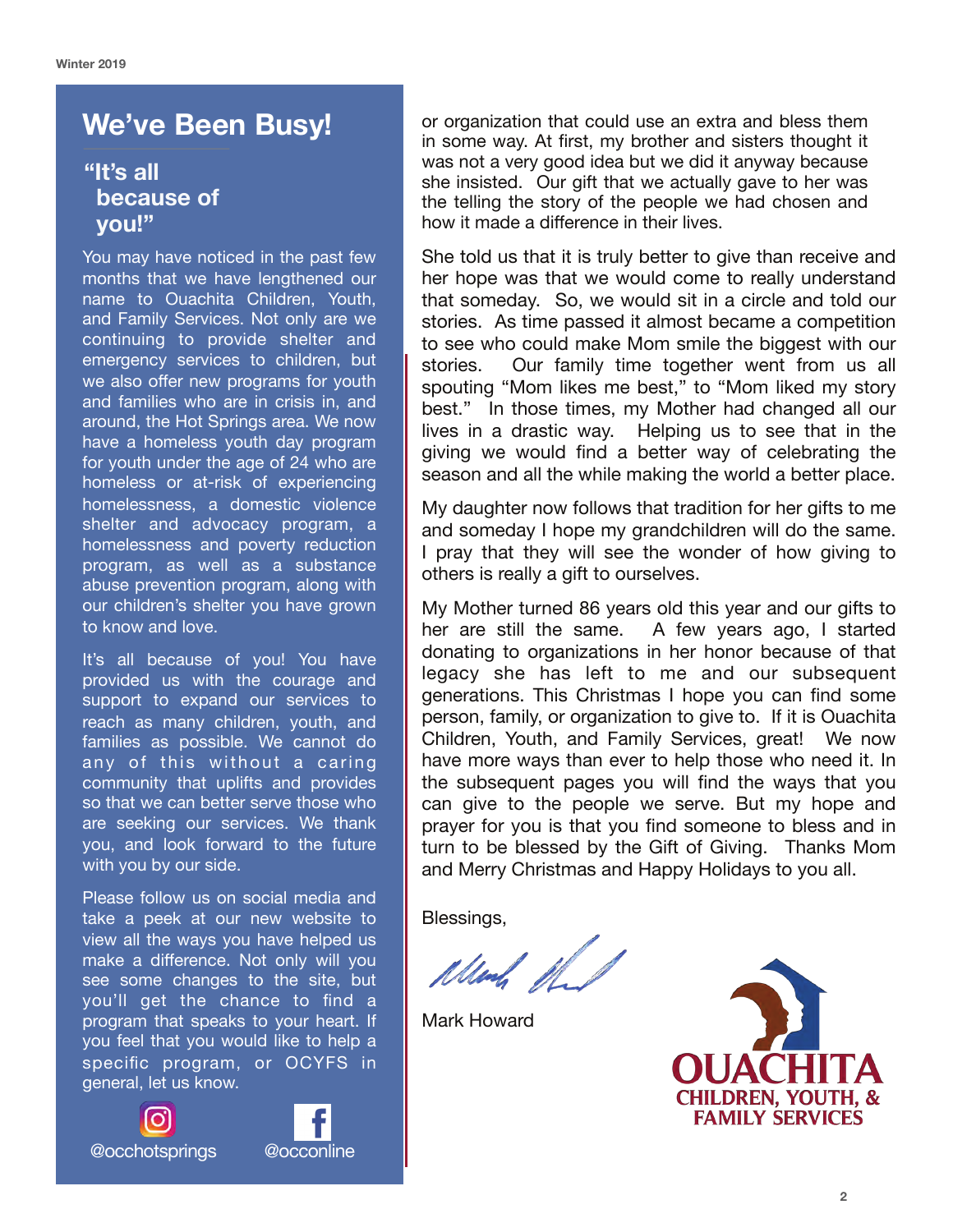## We've Been Busy!

### "It's all because of you!"

You may have noticed in the past few months that we have lengthened our name to Ouachita Children, Youth, and Family Services. Not only are we continuing to provide shelter and emergency services to children, but we also offer new programs for youth and families who are in crisis in, and around, the Hot Springs area. We now have a homeless youth day program for youth under the age of 24 who are homeless or at-risk of experiencing homelessness, a domestic violence shelter and advocacy program, a homelessness and poverty reduction program, as well as a substance abuse prevention program, along with our children's shelter you have grown to know and love.

It's all because of you! You have provided us with the courage and support to expand our services to reach as many children, youth, and families as possible. We cannot do any of this without a caring community that uplifts and provides so that we can better serve those who are seeking our services. We thank you, and look forward to the future with you by our side.

Please follow us on social media and take a peek at our new website to view all the ways you have helped us make a difference. Not only will you see some changes to the site, but you'll get the chance to find a program that speaks to your heart. If you feel that you would like to help a specific program, or OCYFS in general, let us know.

@occhotsprings

@occonline

or organization that could use an extra and bless them in some way. At first, my brother and sisters thought it was not a very good idea but we did it anyway because she insisted. Our gift that we actually gave to her was the telling the story of the people we had chosen and how it made a difference in their lives.

She told us that it is truly better to give than receive and her hope was that we would come to really understand that someday. So, we would sit in a circle and told our stories. As time passed it almost became a competition to see who could make Mom smile the biggest with our stories. Our family time together went from us all spouting "Mom likes me best," to "Mom liked my story best." In those times, my Mother had changed all our lives in a drastic way. Helping us to see that in the giving we would find a better way of celebrating the season and all the while making the world a better place.

My daughter now follows that tradition for her gifts to me and someday I hope my grandchildren will do the same. I pray that they will see the wonder of how giving to others is really a gift to ourselves.

My Mother turned 86 years old this year and our gifts to her are still the same. A few years ago, I started donating to organizations in her honor because of that legacy she has left to me and our subsequent generations. This Christmas I hope you can find some person, family, or organization to give to. If it is Ouachita Children, Youth, and Family Services, great! We now have more ways than ever to help those who need it. In the subsequent pages you will find the ways that you can give to the people we serve. But my hope and prayer for you is that you find someone to bless and in turn to be blessed by the Gift of Giving. Thanks Mom and Merry Christmas and Happy Holidays to you all.

Blessings,

Mark Howard

OUACHITA CHILDREN, YOUTH, & FAMILY SERVICES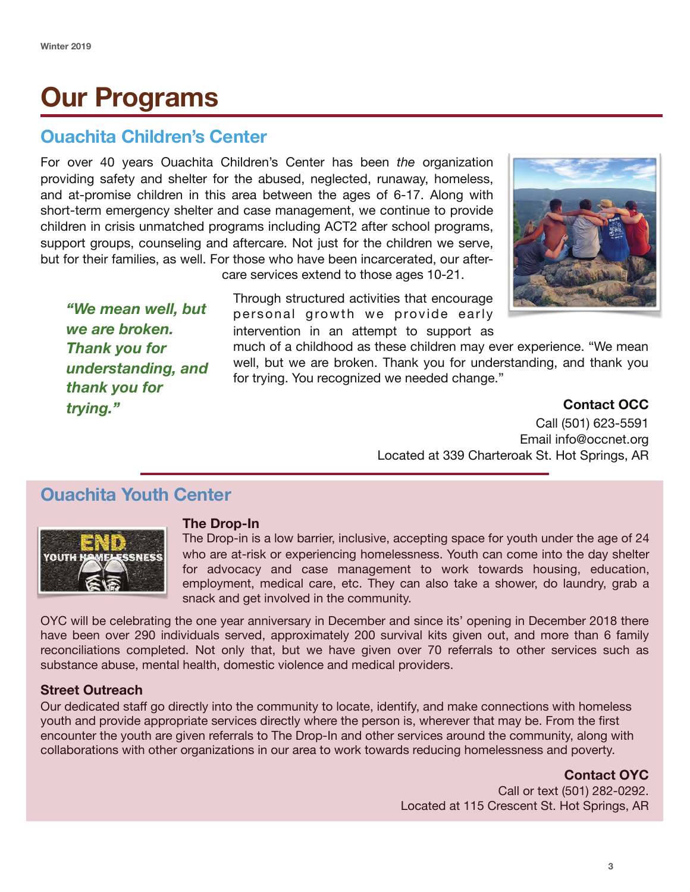# Our Programs

## Ouachita Children's Center

For over 40 years Ouachita Children's Center has been *the* organization providing safety and shelter for the abused, neglected, runaway, homeless, and at-promise children in this area between the ages of 6-17. Along with short-term emergency shelter and case management, we continue to provide children in crisis unmatched programs including ACT2 after school programs, support groups, counseling and aftercare. Not just for the children we serve, but for their families, as well. For those who have been incarcerated, our aftercare services extend to those ages 10-21.

***"We mean well, but we are broken. Thank you for understanding, and thank you for trying."***

Through structured activities that encourage personal growth we provide early intervention in an attempt to support as much of a childhood as these children may ever experience. "We mean well, but we are broken. Thank you for understanding, and thank you for trying. You recognized we needed change."

**Contact OCC**
Call (501) 623-5591
Email info@occnet.org
Located at 339 Charteroak St. Hot Springs, AR

## Ouachita Youth Center

**The Drop-In**

The Drop-in is a low barrier, inclusive, accepting space for youth under the age of 24 who are at-risk or experiencing homelessness. Youth can come into the day shelter for advocacy and case management to work towards housing, education, employment, medical care, etc. They can also take a shower, do laundry, grab a snack and get involved in the community.

OYC will be celebrating the one year anniversary in December and since its' opening in December 2018 there have been over 290 individuals served, approximately 200 survival kits given out, and more than 6 family reconciliations completed. Not only that, but we have given over 70 referrals to other services such as substance abuse, mental health, domestic violence and medical providers.

**Street Outreach**

Our dedicated staff go directly into the community to locate, identify, and make connections with homeless youth and provide appropriate services directly where the person is, wherever that may be. From the first encounter the youth are given referrals to The Drop-In and other services around the community, along with collaborations with other organizations in our area to work towards reducing homelessness and poverty.

**Contact OYC**
Call or text (501) 282-0292.
Located at 115 Crescent St. Hot Springs, AR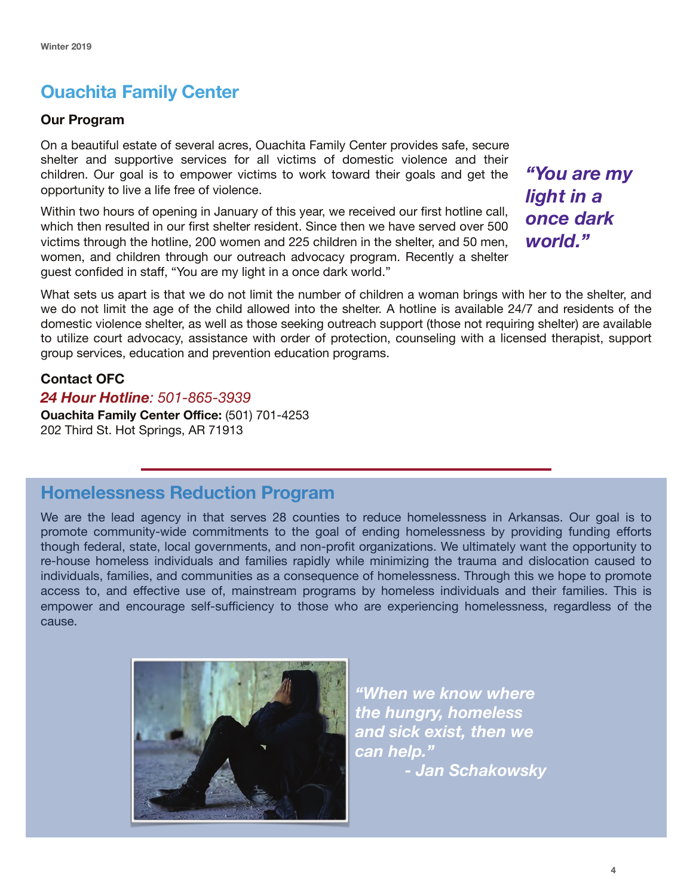## Ouachita Family Center

### Our Program

On a beautiful estate of several acres, Ouachita Family Center provides safe, secure shelter and supportive services for all victims of domestic violence and their children. Our goal is to empower victims to work toward their goals and get the opportunity to live a life free of violence.

Within two hours of opening in January of this year, we received our first hotline call, which then resulted in our first shelter resident. Since then we have served over 500 victims through the hotline, 200 women and 225 children in the shelter, and 50 men, women, and children through our outreach advocacy program. Recently a shelter guest confided in staff, "You are my light in a once dark world."

***"You are my light in a once dark world."***

What sets us apart is that we do not limit the number of children a woman brings with her to the shelter, and we do not limit the age of the child allowed into the shelter. A hotline is available 24/7 and residents of the domestic violence shelter, as well as those seeking outreach support (those not requiring shelter) are available to utilize court advocacy, assistance with order of protection, counseling with a licensed therapist, support group services, education and prevention education programs.

### Contact OFC

***24 Hour Hotline**: 501-865-3939*

**Ouachita Family Center Office:** (501) 701-4253
202 Third St. Hot Springs, AR 71913

## Homelessness Reduction Program

We are the lead agency in that serves 28 counties to reduce homelessness in Arkansas. Our goal is to promote community-wide commitments to the goal of ending homelessness by providing funding efforts though federal, state, local governments, and non-profit organizations. We ultimately want the opportunity to re-house homeless individuals and families rapidly while minimizing the trauma and dislocation caused to individuals, families, and communities as a consequence of homelessness. Through this we hope to promote access to, and effective use of, mainstream programs by homeless individuals and their families. This is empower and encourage self-sufficiency to those who are experiencing homelessness, regardless of the cause.

***"When we know where the hungry, homeless and sick exist, then we can help."***
***- Jan Schakowsky***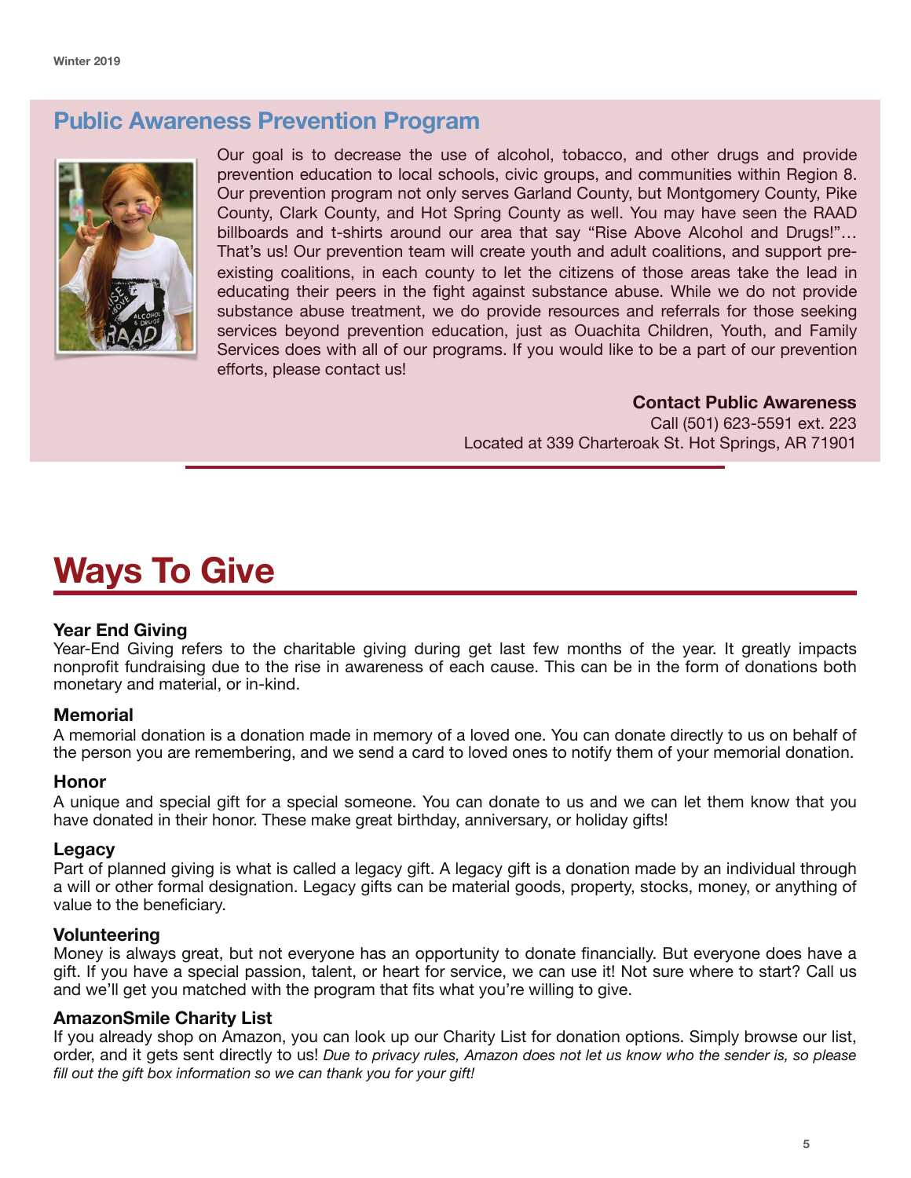## Public Awareness Prevention Program

Our goal is to decrease the use of alcohol, tobacco, and other drugs and provide prevention education to local schools, civic groups, and communities within Region 8. Our prevention program not only serves Garland County, but Montgomery County, Pike County, Clark County, and Hot Spring County as well. You may have seen the RAAD billboards and t-shirts around our area that say "Rise Above Alcohol and Drugs!"… That's us! Our prevention team will create youth and adult coalitions, and support pre-existing coalitions, in each county to let the citizens of those areas take the lead in educating their peers in the fight against substance abuse. While we do not provide substance abuse treatment, we do provide resources and referrals for those seeking services beyond prevention education, just as Ouachita Children, Youth, and Family Services does with all of our programs. If you would like to be a part of our prevention efforts, please contact us!

**Contact Public Awareness**
Call (501) 623-5591 ext. 223
Located at 339 Charteroak St. Hot Springs, AR 71901

# Ways To Give

### Year End Giving

Year-End Giving refers to the charitable giving during get last few months of the year. It greatly impacts nonprofit fundraising due to the rise in awareness of each cause. This can be in the form of donations both monetary and material, or in-kind.

### Memorial

A memorial donation is a donation made in memory of a loved one. You can donate directly to us on behalf of the person you are remembering, and we send a card to loved ones to notify them of your memorial donation.

### Honor

A unique and special gift for a special someone. You can donate to us and we can let them know that you have donated in their honor. These make great birthday, anniversary, or holiday gifts!

### Legacy

Part of planned giving is what is called a legacy gift. A legacy gift is a donation made by an individual through a will or other formal designation. Legacy gifts can be material goods, property, stocks, money, or anything of value to the beneficiary.

### Volunteering

Money is always great, but not everyone has an opportunity to donate financially. But everyone does have a gift. If you have a special passion, talent, or heart for service, we can use it! Not sure where to start? Call us and we'll get you matched with the program that fits what you're willing to give.

### AmazonSmile Charity List

If you already shop on Amazon, you can look up our Charity List for donation options. Simply browse our list, order, and it gets sent directly to us! *Due to privacy rules, Amazon does not let us know who the sender is, so please fill out the gift box information so we can thank you for your gift!*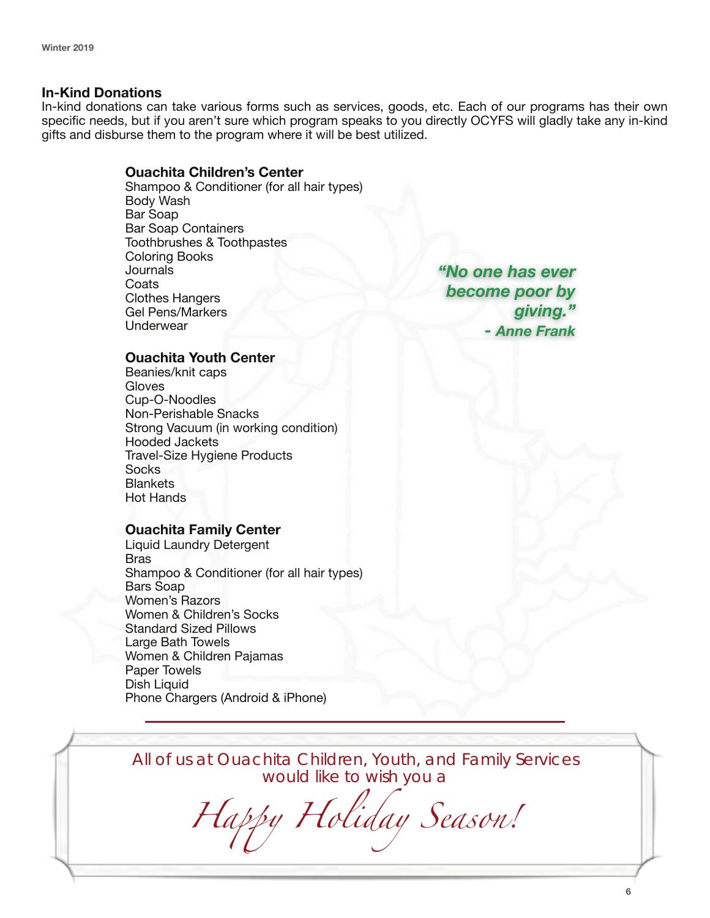## In-Kind Donations

In-kind donations can take various forms such as services, goods, etc. Each of our programs has their own specific needs, but if you aren't sure which program speaks to you directly OCYFS will gladly take any in-kind gifts and disburse them to the program where it will be best utilized.

### Ouachita Children's Center

Shampoo & Conditioner (for all hair types)
Body Wash
Bar Soap
Bar Soap Containers
Toothbrushes & Toothpastes
Coloring Books
Journals
Coats
Clothes Hangers
Gel Pens/Markers
Underwear

*"No one has ever become poor by giving."*
*- Anne Frank*

### Ouachita Youth Center

Beanies/knit caps
Gloves
Cup-O-Noodles
Non-Perishable Snacks
Strong Vacuum (in working condition)
Hooded Jackets
Travel-Size Hygiene Products
Socks
Blankets
Hot Hands

### Ouachita Family Center

Liquid Laundry Detergent
Bras
Shampoo & Conditioner (for all hair types)
Bars Soap
Women's Razors
Women & Children's Socks
Standard Sized Pillows
Large Bath Towels
Women & Children Pajamas
Paper Towels
Dish Liquid
Phone Chargers (Android & iPhone)

---

All of us at Ouachita Children, Youth, and Family Services would like to wish you a

*Happy Holiday Season!*